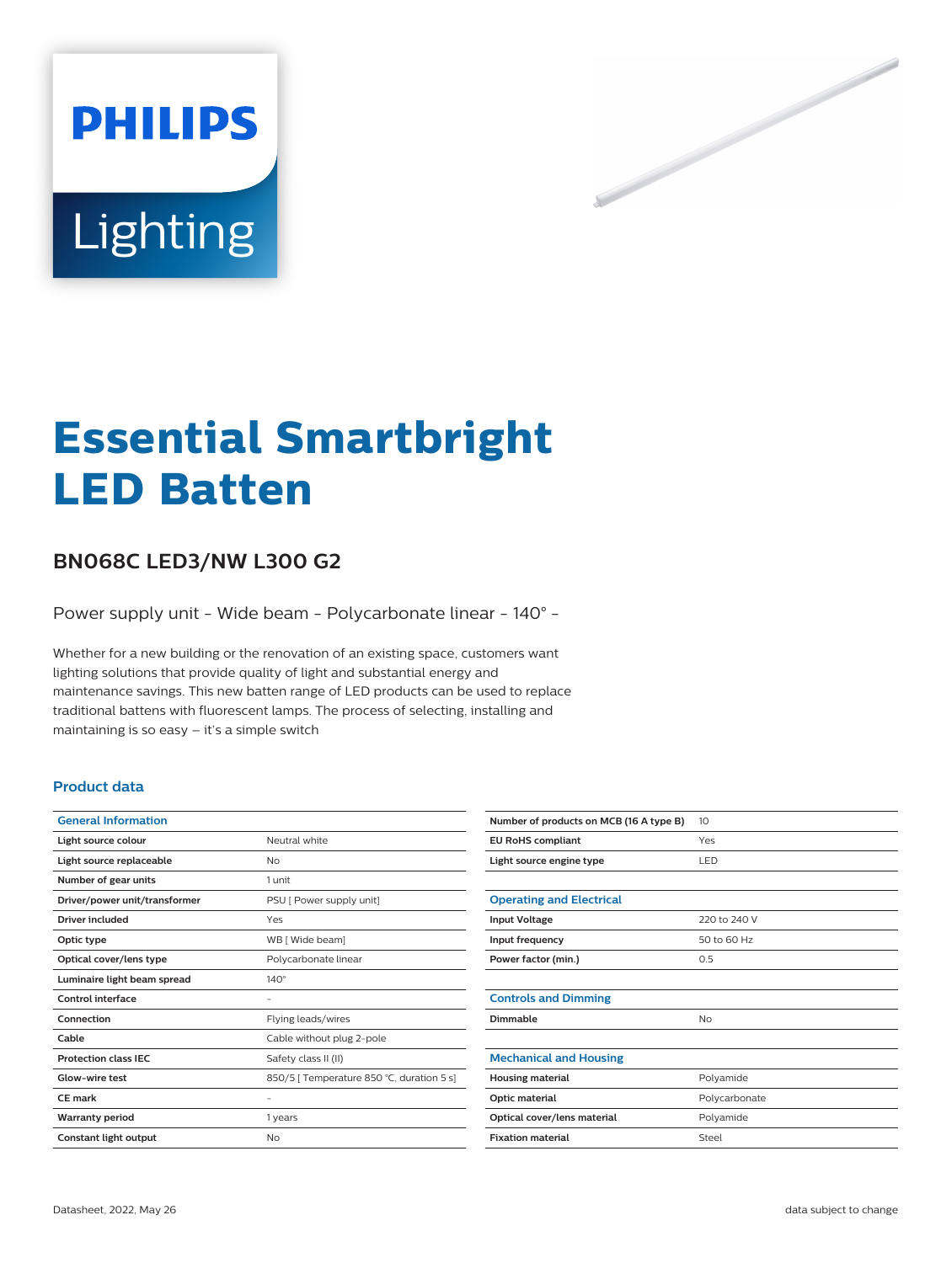# Essential Smartbright LED Batten

## BN068C LED3/NW L300 G2

Power supply unit - Wide beam - Polycarbonate linear - 140° -

Whether for a new building or the renovation of an existing space, customers want lighting solutions that provide quality of light and substantial energy and maintenance savings. This new batten range of LED products can be used to replace traditional battens with fluorescent lamps. The process of selecting, installing and maintaining is so easy – it's a simple switch

### Product data

| General Information | |
|---|---|
| Light source colour | Neutral white |
| Light source replaceable | No |
| Number of gear units | 1 unit |
| Driver/power unit/transformer | PSU [ Power supply unit] |
| Driver included | Yes |
| Optic type | WB [ Wide beam] |
| Optical cover/lens type | Polycarbonate linear |
| Luminaire light beam spread | 140° |
| Control interface | - |
| Connection | Flying leads/wires |
| Cable | Cable without plug 2-pole |
| Protection class IEC | Safety class II (II) |
| Glow-wire test | 850/5 [ Temperature 850 °C, duration 5 s] |
| CE mark | - |
| Warranty period | 1 years |
| Constant light output | No |
| Number of products on MCB (16 A type B) | 10 |
| EU RoHS compliant | Yes |
| Light source engine type | LED |

| Operating and Electrical | |
|---|---|
| Input Voltage | 220 to 240 V |
| Input frequency | 50 to 60 Hz |
| Power factor (min.) | 0.5 |

| Controls and Dimming | |
|---|---|
| Dimmable | No |

| Mechanical and Housing | |
|---|---|
| Housing material | Polyamide |
| Optic material | Polycarbonate |
| Optical cover/lens material | Polyamide |
| Fixation material | Steel |

Datasheet, 2022, May 26

data subject to change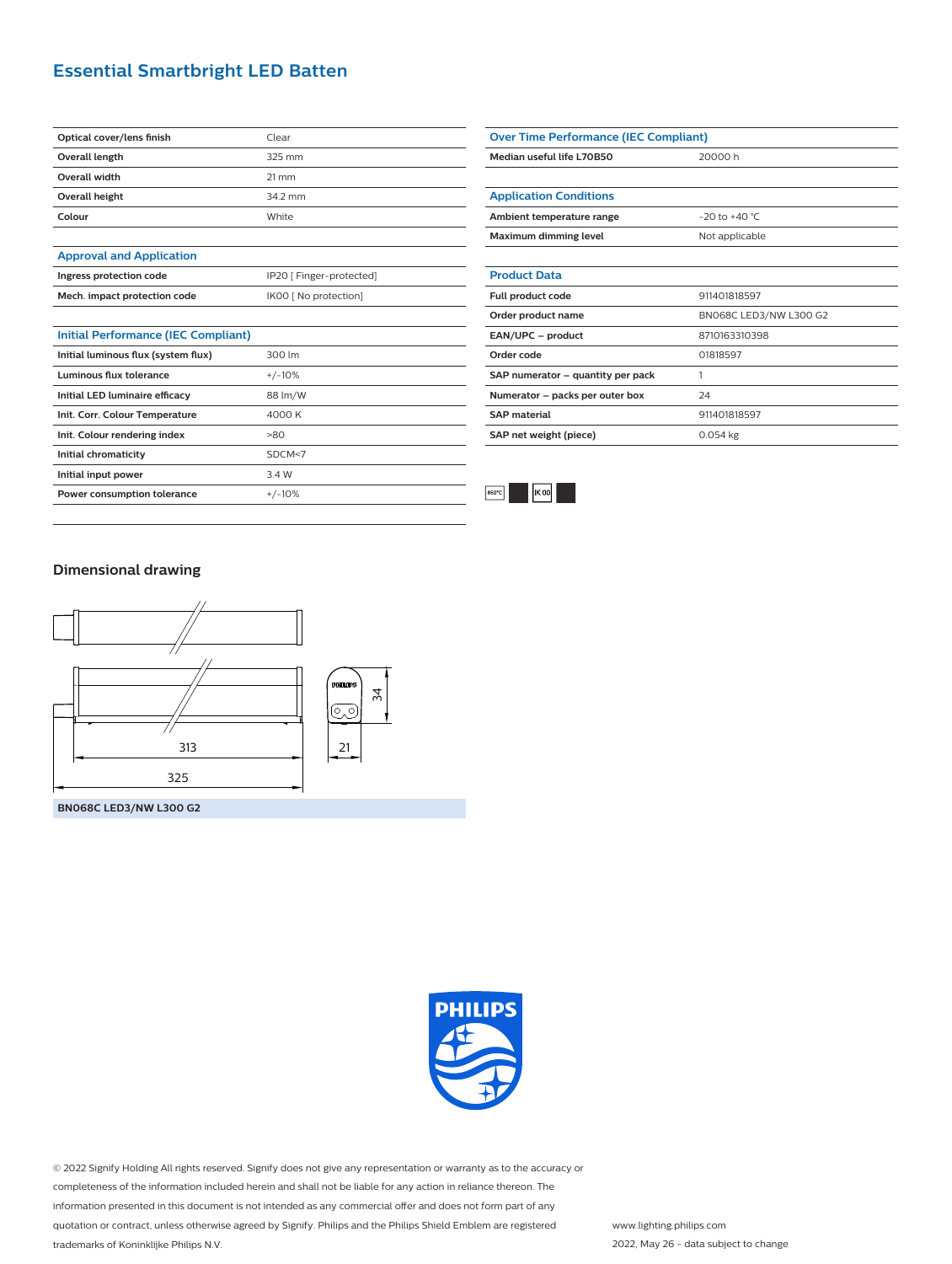# Essential Smartbright LED Batten

| | |
|---|---|
| Optical cover/lens finish | Clear |
| Overall length | 325 mm |
| Overall width | 21 mm |
| Overall height | 34.2 mm |
| Colour | White |

## Approval and Application

| | |
|---|---|
| Ingress protection code | IP20 [ Finger-protected] |
| Mech. impact protection code | IK00 [ No protection] |

## Initial Performance (IEC Compliant)

| | |
|---|---|
| Initial luminous flux (system flux) | 300 lm |
| Luminous flux tolerance | +/-10% |
| Initial LED luminaire efficacy | 88 lm/W |
| Init. Corr. Colour Temperature | 4000 K |
| Init. Colour rendering index | >80 |
| Initial chromaticity | SDCM<7 |
| Initial input power | 3.4 W |
| Power consumption tolerance | +/-10% |

## Over Time Performance (IEC Compliant)

| | |
|---|---|
| Median useful life L70B50 | 20000 h |

## Application Conditions

| | |
|---|---|
| Ambient temperature range | -20 to +40 °C |
| Maximum dimming level | Not applicable |

## Product Data

| | |
|---|---|
| Full product code | 911401818597 |
| Order product name | BN068C LED3/NW L300 G2 |
| EAN/UPC – product | 8710163310398 |
| Order code | 01818597 |
| SAP numerator – quantity per pack | 1 |
| Numerator – packs per outer box | 24 |
| SAP material | 911401818597 |
| SAP net weight (piece) | 0.054 kg |

850°C IK 00

## Dimensional drawing

313

325

21

34

BN068C LED3/NW L300 G2

© 2022 Signify Holding All rights reserved. Signify does not give any representation or warranty as to the accuracy or completeness of the information included herein and shall not be liable for any action in reliance thereon. The information presented in this document is not intended as any commercial offer and does not form part of any quotation or contract, unless otherwise agreed by Signify. Philips and the Philips Shield Emblem are registered trademarks of Koninklijke Philips N.V.

www.lighting.philips.com

2022, May 26 - data subject to change